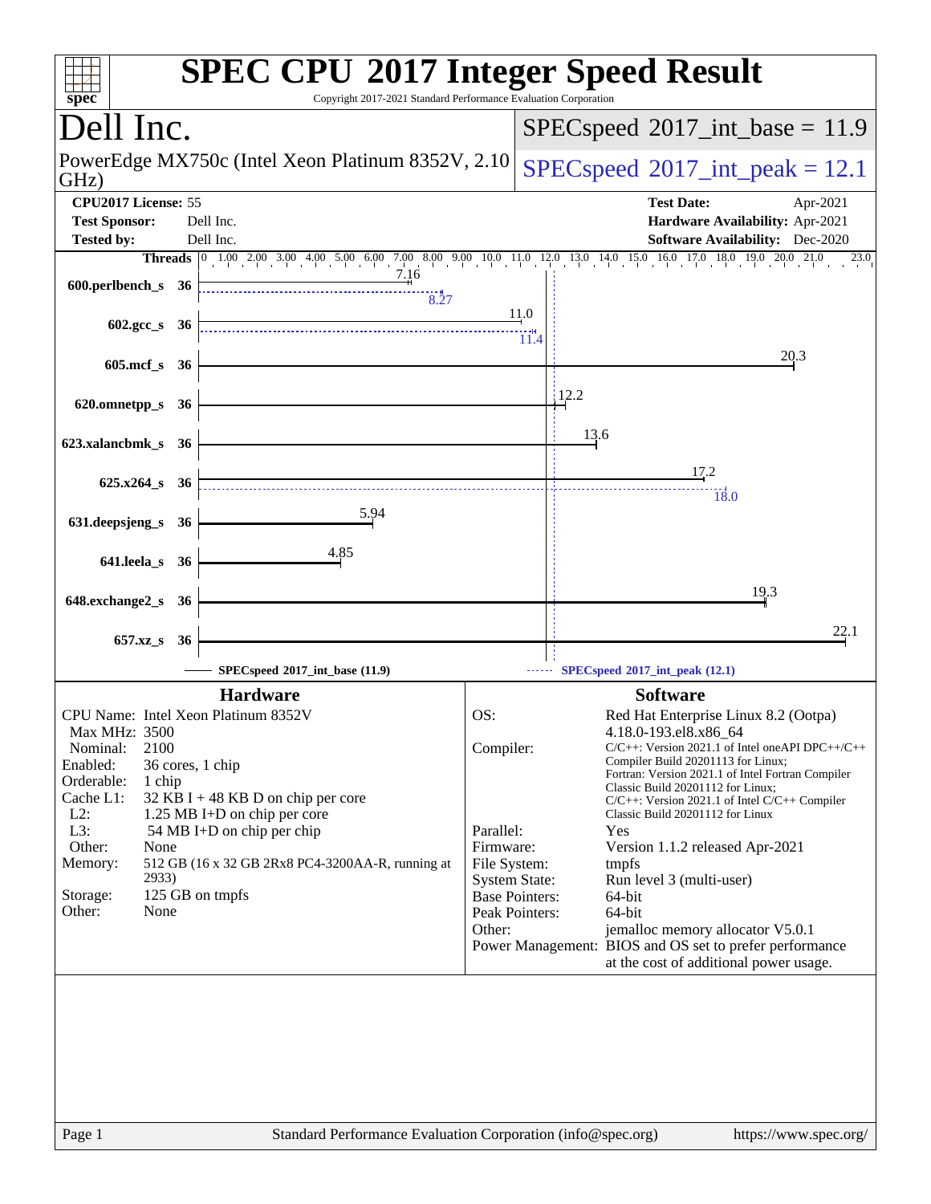# SPEC CPU 2017 Integer Speed Result

Copyright 2017-2021 Standard Performance Evaluation Corporation

## Dell Inc.

PowerEdge MX750c (Intel Xeon Platinum 8352V, 2.10 GHz)

SPECspeed 2017_int_base = 11.9

SPECspeed 2017_int_peak = 12.1

| | | | |
|---|---|---|---|
| **CPU2017 License:** | 55 | **Test Date:** | Apr-2021 |
| **Test Sponsor:** | Dell Inc. | **Hardware Availability:** | Apr-2021 |
| **Tested by:** | Dell Inc. | **Software Availability:** | Dec-2020 |

| Benchmark | Threads | Base | Peak |
|---|---|---|---|
| 600.perlbench_s | 36 | 7.16 | 8.27 |
| 602.gcc_s | 36 | 11.0 | 11.4 |
| 605.mcf_s | 36 | 20.3 | |
| 620.omnetpp_s | 36 | 12.2 | |
| 623.xalancbmk_s | 36 | 13.6 | |
| 625.x264_s | 36 | 17.2 | 18.0 |
| 631.deepsjeng_s | 36 | 5.94 | |
| 641.leela_s | 36 | 4.85 | |
| 648.exchange2_s | 36 | 19.3 | |
| 657.xz_s | 36 | 22.1 | |

SPECspeed 2017_int_base (11.9) — SPECspeed 2017_int_peak (12.1)

### Hardware

| | |
|---|---|
| CPU Name: | Intel Xeon Platinum 8352V |
| Max MHz: | 3500 |
| Nominal: | 2100 |
| Enabled: | 36 cores, 1 chip |
| Orderable: | 1 chip |
| Cache L1: | 32 KB I + 48 KB D on chip per core |
| L2: | 1.25 MB I+D on chip per core |
| L3: | 54 MB I+D on chip per chip |
| Other: | None |
| Memory: | 512 GB (16 x 32 GB 2Rx8 PC4-3200AA-R, running at 2933) |
| Storage: | 125 GB on tmpfs |
| Other: | None |

### Software

| | |
|---|---|
| OS: | Red Hat Enterprise Linux 8.2 (Ootpa) 4.18.0-193.el8.x86_64 |
| Compiler: | C/C++: Version 2021.1 of Intel oneAPI DPC++/C++ Compiler Build 20201113 for Linux; Fortran: Version 2021.1 of Intel Fortran Compiler Classic Build 20201112 for Linux; C/C++: Version 2021.1 of Intel C/C++ Compiler Classic Build 20201112 for Linux |
| Parallel: | Yes |
| Firmware: | Version 1.1.2 released Apr-2021 |
| File System: | tmpfs |
| System State: | Run level 3 (multi-user) |
| Base Pointers: | 64-bit |
| Peak Pointers: | 64-bit |
| Other: | jemalloc memory allocator V5.0.1 |
| Power Management: | BIOS and OS set to prefer performance at the cost of additional power usage. |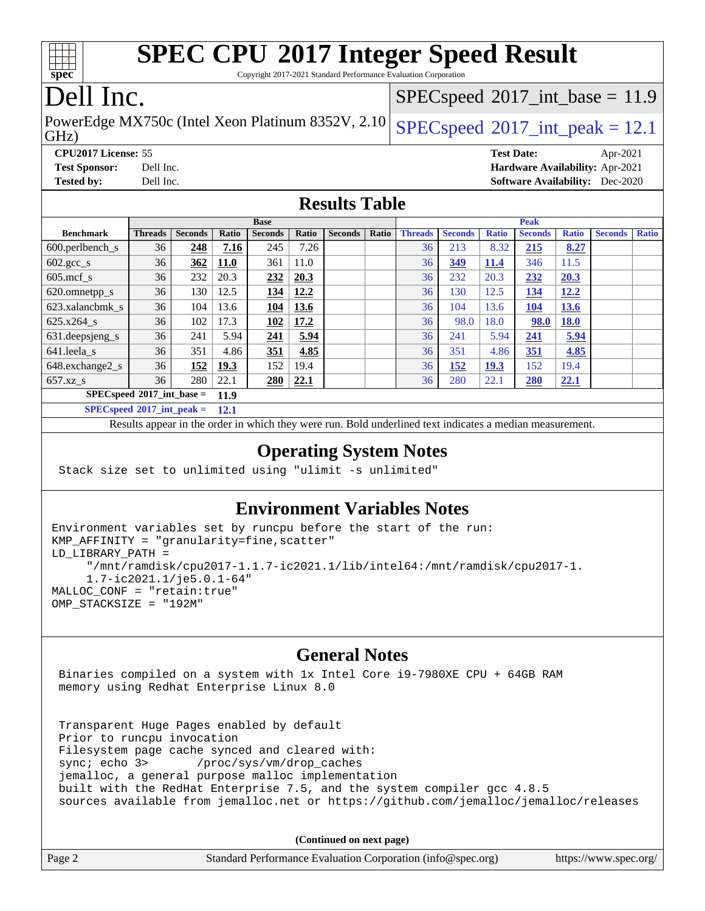# SPEC CPU 2017 Integer Speed Result

Copyright 2017-2021 Standard Performance Evaluation Corporation

# Dell Inc.

PowerEdge MX750c (Intel Xeon Platinum 8352V, 2.10 GHz)

SPECspeed 2017_int_base = 11.9

SPECspeed 2017_int_peak = 12.1

**CPU2017 License:** 55
**Test Sponsor:** Dell Inc.
**Tested by:** Dell Inc.
**Test Date:** Apr-2021
**Hardware Availability:** Apr-2021
**Software Availability:** Dec-2020

## Results Table

| Benchmark | Base | | | | | | | Peak | | | | | | |
|---|---|---|---|---|---|---|---|---|---|---|---|---|---|---|
| | Threads | Seconds | Ratio | Seconds | Ratio | Seconds | Ratio | Threads | Seconds | Ratio | Seconds | Ratio | Seconds | Ratio |
| 600.perlbench_s | 36 | **248** | **7.16** | 245 | 7.26 | | | 36 | 213 | 8.32 | **215** | **8.27** | | |
| 602.gcc_s | 36 | **362** | **11.0** | 361 | 11.0 | | | 36 | **349** | **11.4** | 346 | 11.5 | | |
| 605.mcf_s | 36 | 232 | 20.3 | **232** | **20.3** | | | 36 | 232 | 20.3 | **232** | **20.3** | | |
| 620.omnetpp_s | 36 | 130 | 12.5 | **134** | **12.2** | | | 36 | 130 | 12.5 | **134** | **12.2** | | |
| 623.xalancbmk_s | 36 | 104 | 13.6 | **104** | **13.6** | | | 36 | 104 | 13.6 | **104** | **13.6** | | |
| 625.x264_s | 36 | 102 | 17.3 | **102** | **17.2** | | | 36 | 98.0 | 18.0 | **98.0** | **18.0** | | |
| 631.deepsjeng_s | 36 | 241 | 5.94 | **241** | **5.94** | | | 36 | 241 | 5.94 | **241** | **5.94** | | |
| 641.leela_s | 36 | 351 | 4.86 | **351** | **4.85** | | | 36 | 351 | 4.86 | **351** | **4.85** | | |
| 648.exchange2_s | 36 | **152** | **19.3** | 152 | 19.4 | | | 36 | **152** | **19.3** | 152 | 19.4 | | |
| 657.xz_s | 36 | 280 | 22.1 | **280** | **22.1** | | | 36 | 280 | 22.1 | **280** | **22.1** | | |

SPECspeed 2017_int_base = **11.9**

SPECspeed 2017_int_peak = **12.1**

Results appear in the order in which they were run. Bold underlined text indicates a median measurement.

## Operating System Notes

```
Stack size set to unlimited using "ulimit -s unlimited"
```

## Environment Variables Notes

```
Environment variables set by runcpu before the start of the run:
KMP_AFFINITY = "granularity=fine,scatter"
LD_LIBRARY_PATH =
     "/mnt/ramdisk/cpu2017-1.1.7-ic2021.1/lib/intel64:/mnt/ramdisk/cpu2017-1.
     1.7-ic2021.1/je5.0.1-64"
MALLOC_CONF = "retain:true"
OMP_STACKSIZE = "192M"
```

## General Notes

```
Binaries compiled on a system with 1x Intel Core i9-7980XE CPU + 64GB RAM
memory using Redhat Enterprise Linux 8.0

Transparent Huge Pages enabled by default
Prior to runcpu invocation
Filesystem page cache synced and cleared with:
sync; echo 3>       /proc/sys/vm/drop_caches
jemalloc, a general purpose malloc implementation
built with the RedHat Enterprise 7.5, and the system compiler gcc 4.8.5
sources available from jemalloc.net or https://github.com/jemalloc/jemalloc/releases
```

(Continued on next page)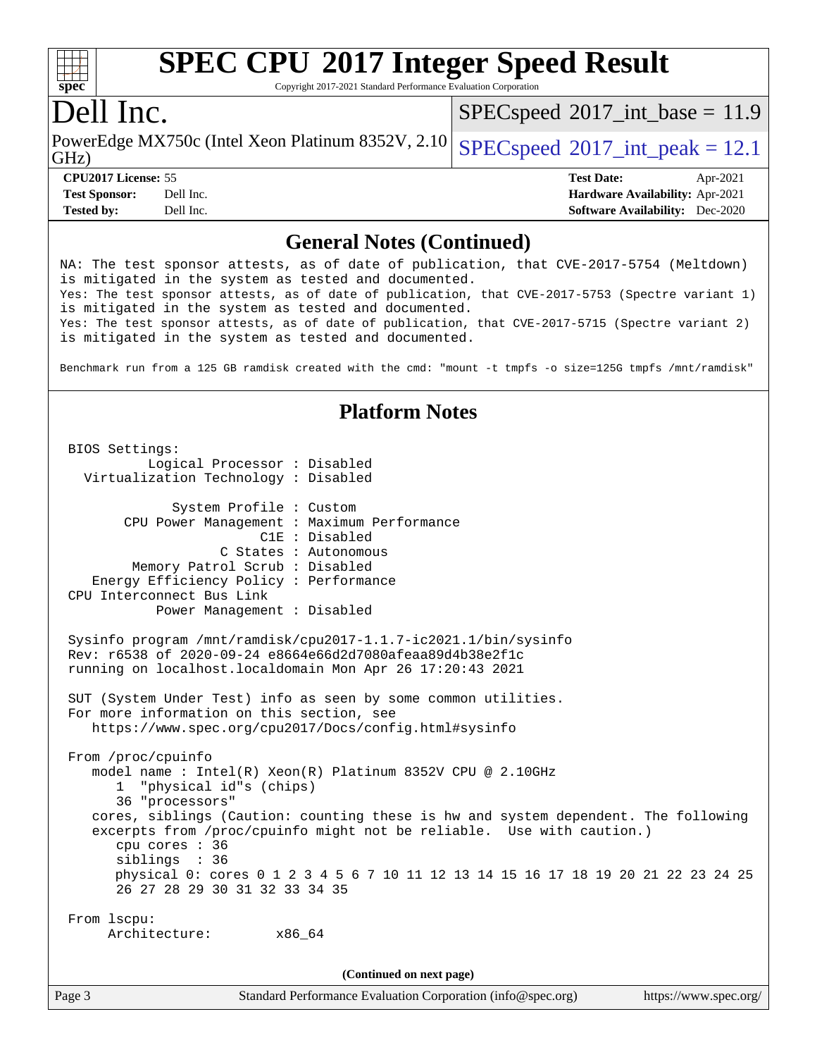# SPEC CPU 2017 Integer Speed Result

Copyright 2017-2021 Standard Performance Evaluation Corporation

## Dell Inc.

PowerEdge MX750c (Intel Xeon Platinum 8352V, 2.10 GHz)

SPECspeed 2017_int_base = 11.9

SPECspeed 2017_int_peak = 12.1

**CPU2017 License:** 55
**Test Sponsor:** Dell Inc.
**Tested by:** Dell Inc.

**Test Date:** Apr-2021
**Hardware Availability:** Apr-2021
**Software Availability:** Dec-2020

## General Notes (Continued)

```
NA: The test sponsor attests, as of date of publication, that CVE-2017-5754 (Meltdown)
is mitigated in the system as tested and documented.
Yes: The test sponsor attests, as of date of publication, that CVE-2017-5753 (Spectre variant 1)
is mitigated in the system as tested and documented.
Yes: The test sponsor attests, as of date of publication, that CVE-2017-5715 (Spectre variant 2)
is mitigated in the system as tested and documented.

Benchmark run from a 125 GB ramdisk created with the cmd: "mount -t tmpfs -o size=125G tmpfs /mnt/ramdisk"
```

## Platform Notes

```
 BIOS Settings:
          Logical Processor : Disabled
  Virtualization Technology : Disabled

             System Profile : Custom
       CPU Power Management : Maximum Performance
                        C1E : Disabled
                   C States : Autonomous
        Memory Patrol Scrub : Disabled
   Energy Efficiency Policy : Performance
 CPU Interconnect Bus Link
           Power Management : Disabled

 Sysinfo program /mnt/ramdisk/cpu2017-1.1.7-ic2021.1/bin/sysinfo
 Rev: r6538 of 2020-09-24 e8664e66d2d7080afeaa89d4b38e2f1c
 running on localhost.localdomain Mon Apr 26 17:20:43 2021

 SUT (System Under Test) info as seen by some common utilities.
 For more information on this section, see
    https://www.spec.org/cpu2017/Docs/config.html#sysinfo

 From /proc/cpuinfo
    model name : Intel(R) Xeon(R) Platinum 8352V CPU @ 2.10GHz
       1  "physical id"s (chips)
       36 "processors"
    cores, siblings (Caution: counting these is hw and system dependent. The following
    excerpts from /proc/cpuinfo might not be reliable.  Use with caution.)
       cpu cores : 36
       siblings  : 36
       physical 0: cores 0 1 2 3 4 5 6 7 10 11 12 13 14 15 16 17 18 19 20 21 22 23 24 25
       26 27 28 29 30 31 32 33 34 35

 From lscpu:
      Architecture:        x86_64
```

(Continued on next page)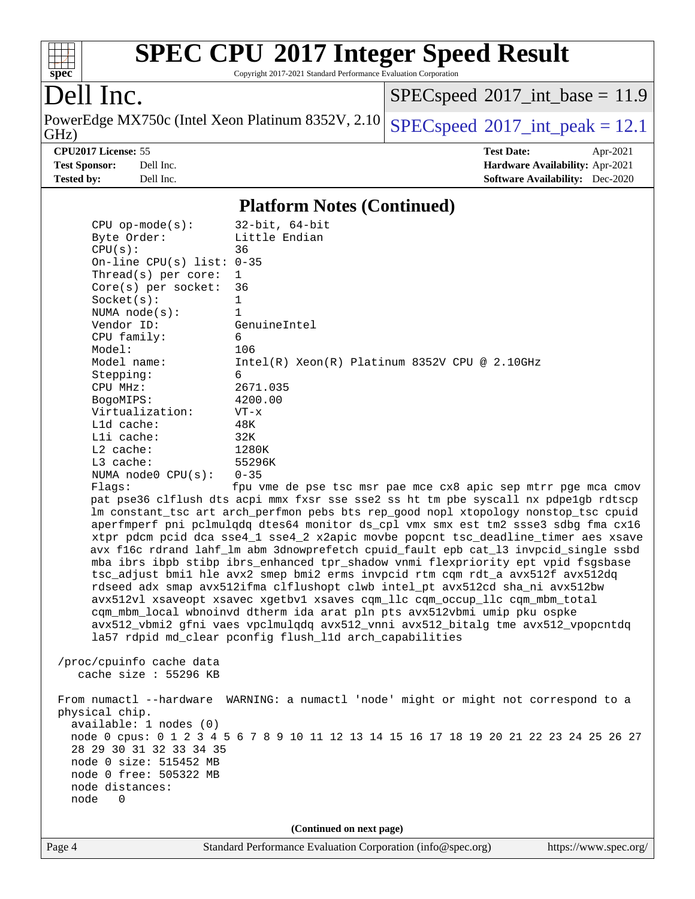# SPEC CPU 2017 Integer Speed Result

Copyright 2017-2021 Standard Performance Evaluation Corporation

## Dell Inc.

PowerEdge MX750c (Intel Xeon Platinum 8352V, 2.10 GHz)

SPECspeed 2017_int_base = 11.9

SPECspeed 2017_int_peak = 12.1

| | | | |
|---|---|---|---|
| **CPU2017 License:** | 55 | **Test Date:** | Apr-2021 |
| **Test Sponsor:** | Dell Inc. | **Hardware Availability:** | Apr-2021 |
| **Tested by:** | Dell Inc. | **Software Availability:** | Dec-2020 |

### Platform Notes (Continued)

```
     CPU op-mode(s):      32-bit, 64-bit
     Byte Order:          Little Endian
     CPU(s):              36
     On-line CPU(s) list: 0-35
     Thread(s) per core:  1
     Core(s) per socket:  36
     Socket(s):           1
     NUMA node(s):        1
     Vendor ID:           GenuineIntel
     CPU family:          6
     Model:               106
     Model name:          Intel(R) Xeon(R) Platinum 8352V CPU @ 2.10GHz
     Stepping:            6
     CPU MHz:             2671.035
     BogoMIPS:            4200.00
     Virtualization:      VT-x
     L1d cache:           48K
     L1i cache:           32K
     L2 cache:            1280K
     L3 cache:            55296K
     NUMA node0 CPU(s):   0-35
     Flags:               fpu vme de pse tsc msr pae mce cx8 apic sep mtrr pge mca cmov
     pat pse36 clflush dts acpi mmx fxsr sse sse2 ss ht tm pbe syscall nx pdpe1gb rdtscp
     lm constant_tsc art arch_perfmon pebs bts rep_good nopl xtopology nonstop_tsc cpuid
     aperfmperf pni pclmulqdq dtes64 monitor ds_cpl vmx smx est tm2 ssse3 sdbg fma cx16
     xtpr pdcm pcid dca sse4_1 sse4_2 x2apic movbe popcnt tsc_deadline_timer aes xsave
     avx f16c rdrand lahf_lm abm 3dnowprefetch cpuid_fault epb cat_l3 invpcid_single ssbd
     mba ibrs ibpb stibp ibrs_enhanced tpr_shadow vnmi flexpriority ept vpid fsgsbase
     tsc_adjust bmi1 hle avx2 smep bmi2 erms invpcid rtm cqm rdt_a avx512f avx512dq
     rdseed adx smap avx512ifma clflushopt clwb intel_pt avx512cd sha_ni avx512bw
     avx512vl xsaveopt xsavec xgetbv1 xsaves cqm_llc cqm_occup_llc cqm_mbm_total
     cqm_mbm_local wbnoinvd dtherm ida arat pln pts avx512vbmi umip pku ospke
     avx512_vbmi2 gfni vaes vpclmulqdq avx512_vnni avx512_bitalg tme avx512_vpopcntdq
     la57 rdpid md_clear pconfig flush_l1d arch_capabilities

 /proc/cpuinfo cache data
    cache size : 55296 KB

 From numactl --hardware  WARNING: a numactl 'node' might or might not correspond to a
 physical chip.
   available: 1 nodes (0)
   node 0 cpus: 0 1 2 3 4 5 6 7 8 9 10 11 12 13 14 15 16 17 18 19 20 21 22 23 24 25 26 27
   28 29 30 31 32 33 34 35
   node 0 size: 515452 MB
   node 0 free: 505322 MB
   node distances:
   node   0
```

(Continued on next page)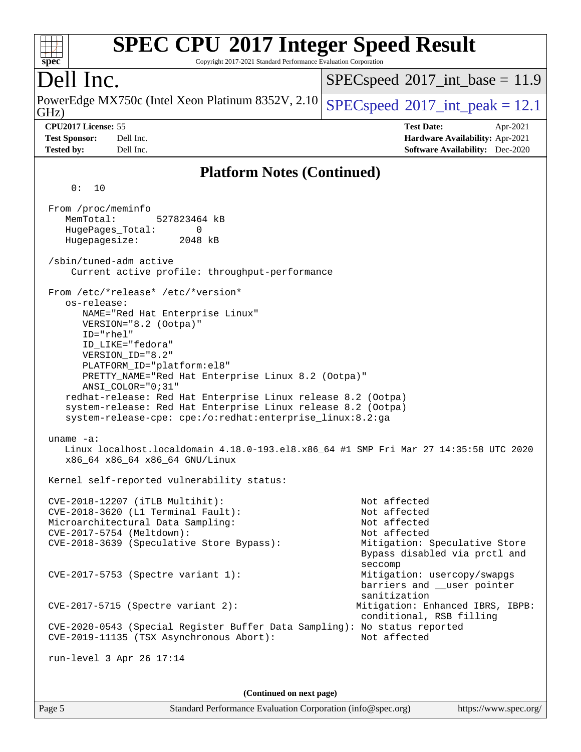# SPEC CPU 2017 Integer Speed Result

Copyright 2017-2021 Standard Performance Evaluation Corporation

## Dell Inc.

PowerEdge MX750c (Intel Xeon Platinum 8352V, 2.10 GHz)

SPECspeed 2017_int_base = 11.9

SPECspeed 2017_int_peak = 12.1

**CPU2017 License:** 55
**Test Sponsor:** Dell Inc.
**Tested by:** Dell Inc.

**Test Date:** Apr-2021
**Hardware Availability:** Apr-2021
**Software Availability:** Dec-2020

## Platform Notes (Continued)

```
    0:  10

 From /proc/meminfo
    MemTotal:       527823464 kB
    HugePages_Total:       0
    Hugepagesize:       2048 kB

 /sbin/tuned-adm active
     Current active profile: throughput-performance

 From /etc/*release* /etc/*version*
    os-release:
       NAME="Red Hat Enterprise Linux"
       VERSION="8.2 (Ootpa)"
       ID="rhel"
       ID_LIKE="fedora"
       VERSION_ID="8.2"
       PLATFORM_ID="platform:el8"
       PRETTY_NAME="Red Hat Enterprise Linux 8.2 (Ootpa)"
       ANSI_COLOR="0;31"
    redhat-release: Red Hat Enterprise Linux release 8.2 (Ootpa)
    system-release: Red Hat Enterprise Linux release 8.2 (Ootpa)
    system-release-cpe: cpe:/o:redhat:enterprise_linux:8.2:ga

 uname -a:
    Linux localhost.localdomain 4.18.0-193.el8.x86_64 #1 SMP Fri Mar 27 14:35:58 UTC 2020
    x86_64 x86_64 x86_64 GNU/Linux

 Kernel self-reported vulnerability status:

 CVE-2018-12207 (iTLB Multihit):                           Not affected
 CVE-2018-3620 (L1 Terminal Fault):                        Not affected
 Microarchitectural Data Sampling:                         Not affected
 CVE-2017-5754 (Meltdown):                                 Not affected
 CVE-2018-3639 (Speculative Store Bypass):                 Mitigation: Speculative Store
                                                           Bypass disabled via prctl and
                                                           seccomp
 CVE-2017-5753 (Spectre variant 1):                        Mitigation: usercopy/swapgs
                                                           barriers and __user pointer
                                                           sanitization
 CVE-2017-5715 (Spectre variant 2):                       Mitigation: Enhanced IBRS, IBPB:
                                                           conditional, RSB filling
 CVE-2020-0543 (Special Register Buffer Data Sampling): No status reported
 CVE-2019-11135 (TSX Asynchronous Abort):                  Not affected

 run-level 3 Apr 26 17:14
```

(Continued on next page)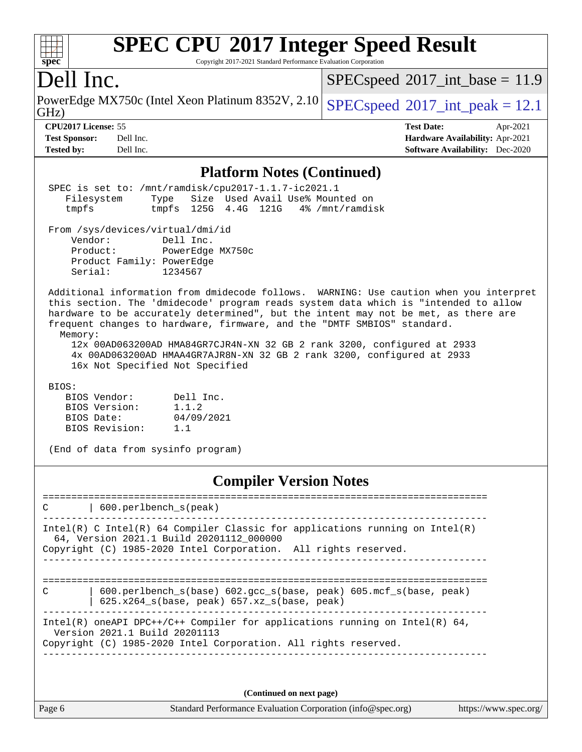# SPEC CPU 2017 Integer Speed Result

Copyright 2017-2021 Standard Performance Evaluation Corporation

## Dell Inc.

PowerEdge MX750c (Intel Xeon Platinum 8352V, 2.10 GHz)

SPECspeed 2017_int_base = 11.9

SPECspeed 2017_int_peak = 12.1

**CPU2017 License:** 55
**Test Sponsor:** Dell Inc.
**Tested by:** Dell Inc.
**Test Date:** Apr-2021
**Hardware Availability:** Apr-2021
**Software Availability:** Dec-2020

### Platform Notes (Continued)

```
SPEC is set to: /mnt/ramdisk/cpu2017-1.1.7-ic2021.1
   Filesystem     Type   Size  Used Avail Use% Mounted on
   tmpfs          tmpfs  125G  4.4G  121G   4% /mnt/ramdisk

From /sys/devices/virtual/dmi/id
    Vendor:         Dell Inc.
    Product:        PowerEdge MX750c
    Product Family: PowerEdge
    Serial:         1234567

Additional information from dmidecode follows.  WARNING: Use caution when you interpret
this section. The 'dmidecode' program reads system data which is "intended to allow
hardware to be accurately determined", but the intent may not be met, as there are
frequent changes to hardware, firmware, and the "DMTF SMBIOS" standard.
  Memory:
    12x 00AD063200AD HMA84GR7CJR4N-XN 32 GB 2 rank 3200, configured at 2933
    4x 00AD063200AD HMAA4GR7AJR8N-XN 32 GB 2 rank 3200, configured at 2933
    16x Not Specified Not Specified

BIOS:
   BIOS Vendor:       Dell Inc.
   BIOS Version:      1.1.2
   BIOS Date:         04/09/2021
   BIOS Revision:     1.1

(End of data from sysinfo program)
```

### Compiler Version Notes

```
==============================================================================
C       | 600.perlbench_s(peak)
------------------------------------------------------------------------------
Intel(R) C Intel(R) 64 Compiler Classic for applications running on Intel(R)
  64, Version 2021.1 Build 20201112_000000
Copyright (C) 1985-2020 Intel Corporation.  All rights reserved.
------------------------------------------------------------------------------

==============================================================================
C       | 600.perlbench_s(base) 602.gcc_s(base, peak) 605.mcf_s(base, peak)
        | 625.x264_s(base, peak) 657.xz_s(base, peak)
------------------------------------------------------------------------------
Intel(R) oneAPI DPC++/C++ Compiler for applications running on Intel(R) 64,
  Version 2021.1 Build 20201113
Copyright (C) 1985-2020 Intel Corporation. All rights reserved.
------------------------------------------------------------------------------
```

(Continued on next page)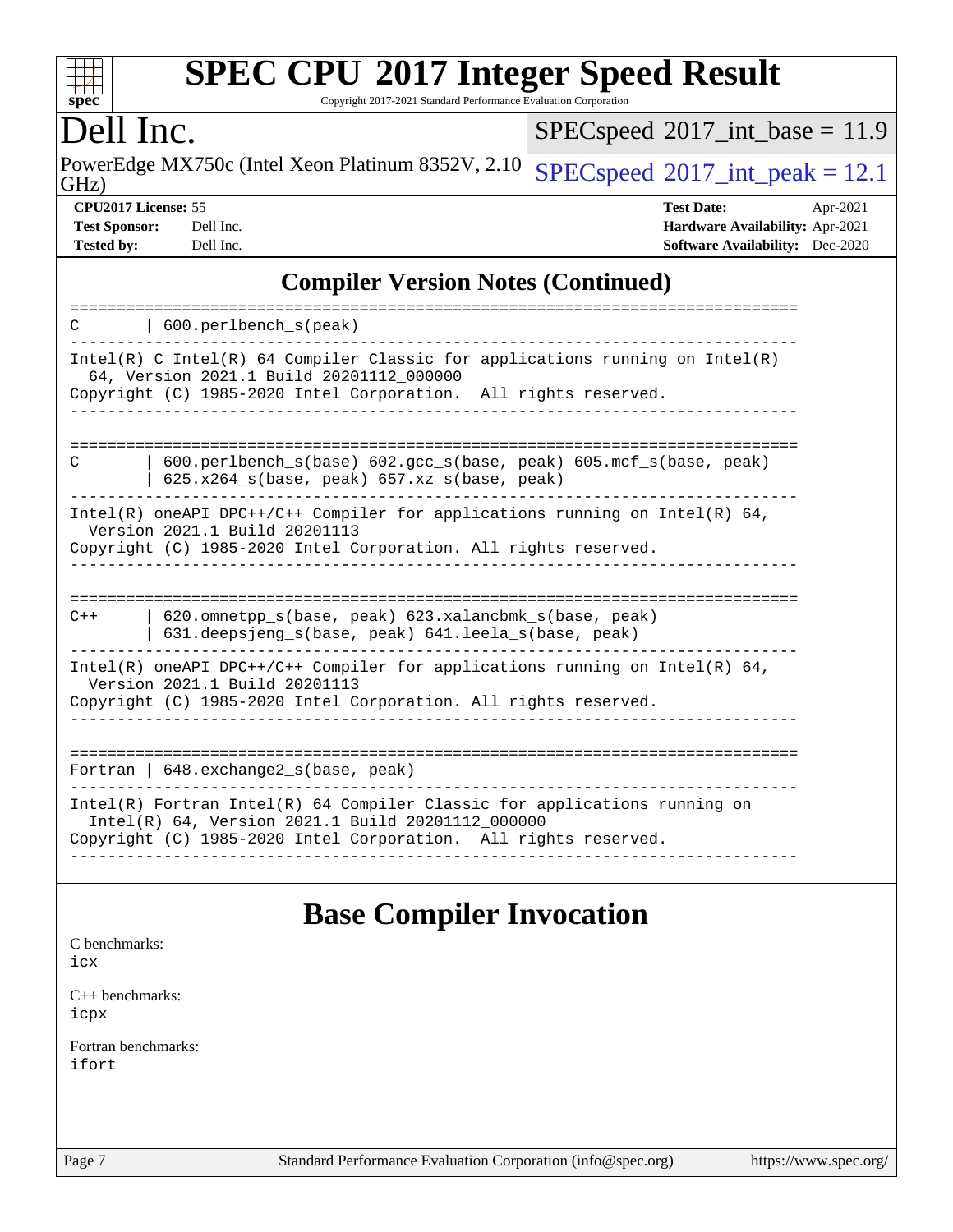# SPEC CPU 2017 Integer Speed Result

Copyright 2017-2021 Standard Performance Evaluation Corporation

## Dell Inc.

PowerEdge MX750c (Intel Xeon Platinum 8352V, 2.10 GHz)

SPECspeed 2017_int_base = 11.9

SPECspeed 2017_int_peak = 12.1

**CPU2017 License:** 55
**Test Sponsor:** Dell Inc.
**Tested by:** Dell Inc.

**Test Date:** Apr-2021
**Hardware Availability:** Apr-2021
**Software Availability:** Dec-2020

## Compiler Version Notes (Continued)

```
==============================================================================
C       | 600.perlbench_s(peak)
------------------------------------------------------------------------------
Intel(R) C Intel(R) 64 Compiler Classic for applications running on Intel(R)
  64, Version 2021.1 Build 20201112_000000
Copyright (C) 1985-2020 Intel Corporation.  All rights reserved.
------------------------------------------------------------------------------

==============================================================================
C       | 600.perlbench_s(base) 602.gcc_s(base, peak) 605.mcf_s(base, peak)
        | 625.x264_s(base, peak) 657.xz_s(base, peak)
------------------------------------------------------------------------------
Intel(R) oneAPI DPC++/C++ Compiler for applications running on Intel(R) 64,
  Version 2021.1 Build 20201113
Copyright (C) 1985-2020 Intel Corporation. All rights reserved.
------------------------------------------------------------------------------

==============================================================================
C++     | 620.omnetpp_s(base, peak) 623.xalancbmk_s(base, peak)
        | 631.deepsjeng_s(base, peak) 641.leela_s(base, peak)
------------------------------------------------------------------------------
Intel(R) oneAPI DPC++/C++ Compiler for applications running on Intel(R) 64,
  Version 2021.1 Build 20201113
Copyright (C) 1985-2020 Intel Corporation. All rights reserved.
------------------------------------------------------------------------------

==============================================================================
Fortran | 648.exchange2_s(base, peak)
------------------------------------------------------------------------------
Intel(R) Fortran Intel(R) 64 Compiler Classic for applications running on
  Intel(R) 64, Version 2021.1 Build 20201112_000000
Copyright (C) 1985-2020 Intel Corporation.  All rights reserved.
------------------------------------------------------------------------------
```

## Base Compiler Invocation

C benchmarks:
icx

C++ benchmarks:
icpx

Fortran benchmarks:
ifort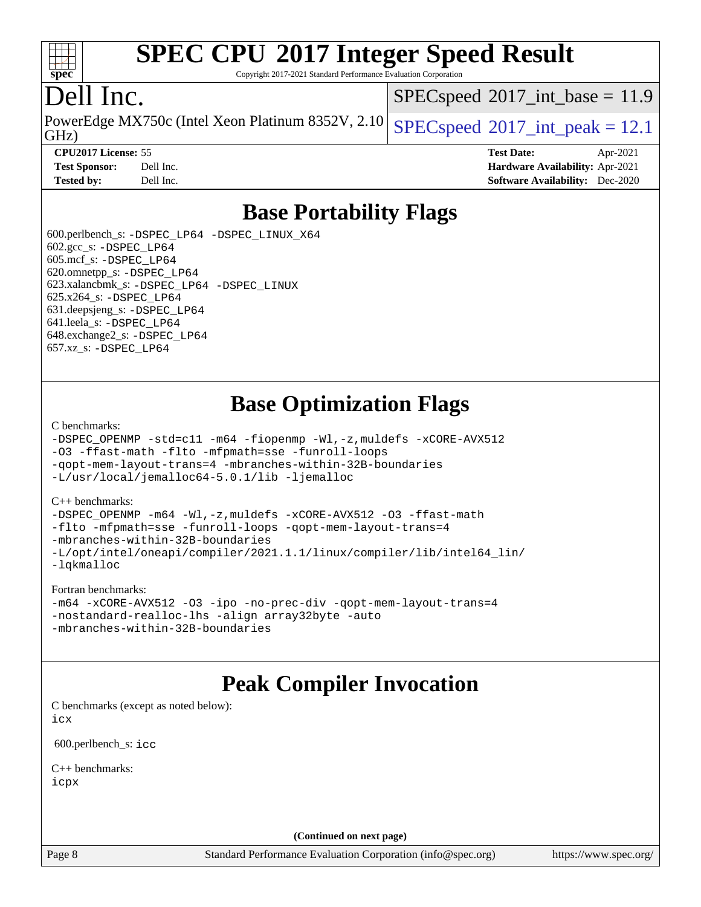# SPEC CPU 2017 Integer Speed Result

Copyright 2017-2021 Standard Performance Evaluation Corporation

## Dell Inc.

PowerEdge MX750c (Intel Xeon Platinum 8352V, 2.10 GHz)

SPECspeed 2017_int_base = 11.9

SPECspeed 2017_int_peak = 12.1

**CPU2017 License:** 55
**Test Sponsor:** Dell Inc.
**Tested by:** Dell Inc.

**Test Date:** Apr-2021
**Hardware Availability:** Apr-2021
**Software Availability:** Dec-2020

## Base Portability Flags

600.perlbench_s: -DSPEC_LP64 -DSPEC_LINUX_X64
602.gcc_s: -DSPEC_LP64
605.mcf_s: -DSPEC_LP64
620.omnetpp_s: -DSPEC_LP64
623.xalancbmk_s: -DSPEC_LP64 -DSPEC_LINUX
625.x264_s: -DSPEC_LP64
631.deepsjeng_s: -DSPEC_LP64
641.leela_s: -DSPEC_LP64
648.exchange2_s: -DSPEC_LP64
657.xz_s: -DSPEC_LP64

## Base Optimization Flags

C benchmarks:

```
-DSPEC_OPENMP -std=c11 -m64 -fiopenmp -Wl,-z,muldefs -xCORE-AVX512
-O3 -ffast-math -flto -mfpmath=sse -funroll-loops
-qopt-mem-layout-trans=4 -mbranches-within-32B-boundaries
-L/usr/local/jemalloc64-5.0.1/lib -ljemalloc
```

C++ benchmarks:

```
-DSPEC_OPENMP -m64 -Wl,-z,muldefs -xCORE-AVX512 -O3 -ffast-math
-flto -mfpmath=sse -funroll-loops -qopt-mem-layout-trans=4
-mbranches-within-32B-boundaries
-L/opt/intel/oneapi/compiler/2021.1.1/linux/compiler/lib/intel64_lin/
-lqkmalloc
```

Fortran benchmarks:

```
-m64 -xCORE-AVX512 -O3 -ipo -no-prec-div -qopt-mem-layout-trans=4
-nostandard-realloc-lhs -align array32byte -auto
-mbranches-within-32B-boundaries
```

## Peak Compiler Invocation

C benchmarks (except as noted below):
icx

600.perlbench_s: icc

C++ benchmarks:
icpx

(Continued on next page)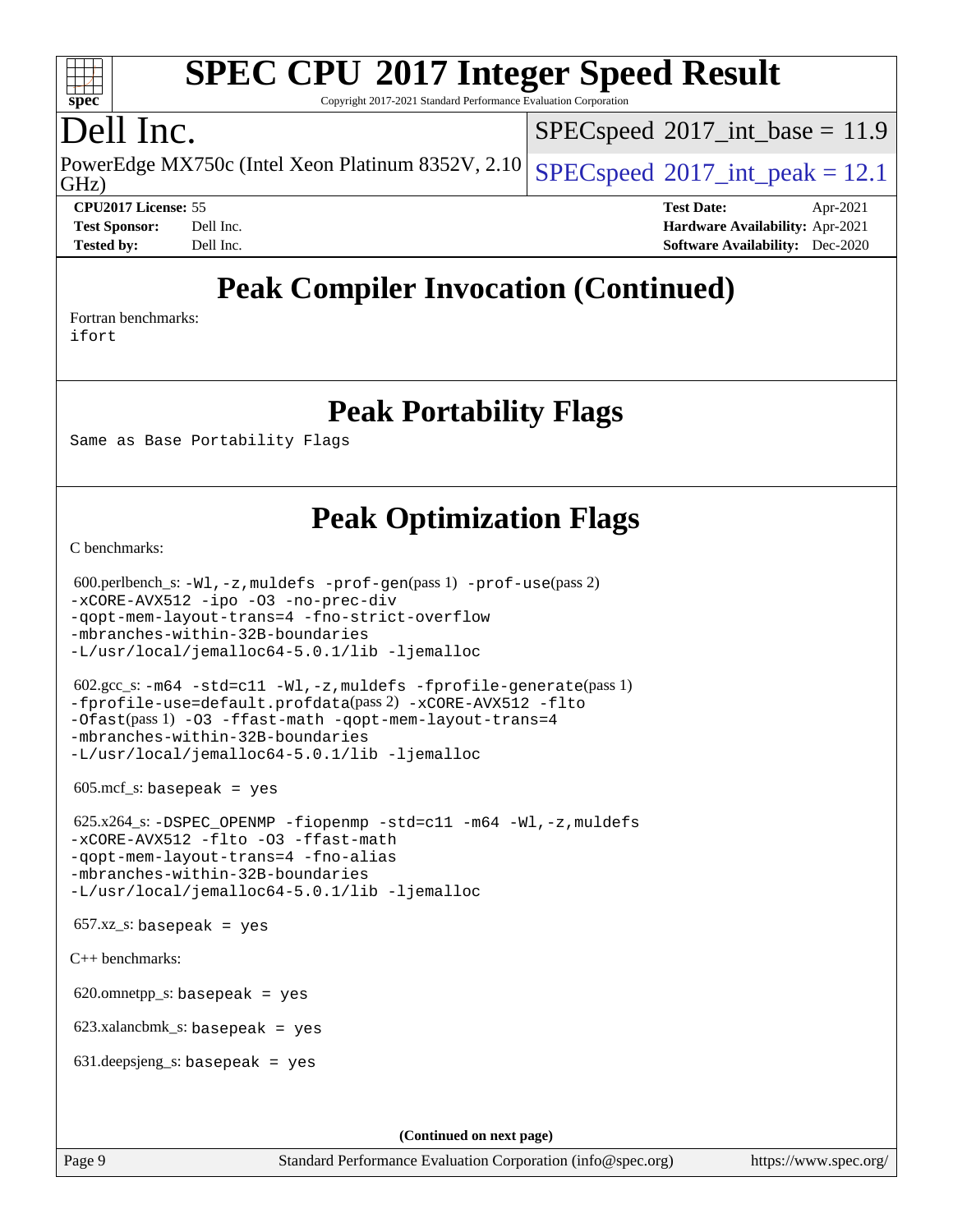# Peak Compiler Invocation (Continued)

Fortran benchmarks:
ifort

# Peak Portability Flags

Same as Base Portability Flags

# Peak Optimization Flags

C benchmarks:

600.perlbench_s: -Wl,-z,muldefs -prof-gen(pass 1) -prof-use(pass 2) -xCORE-AVX512 -ipo -O3 -no-prec-div -qopt-mem-layout-trans=4 -fno-strict-overflow -mbranches-within-32B-boundaries -L/usr/local/jemalloc64-5.0.1/lib -ljemalloc

602.gcc_s: -m64 -std=c11 -Wl,-z,muldefs -fprofile-generate(pass 1) -fprofile-use=default.profdata(pass 2) -xCORE-AVX512 -flto -Ofast(pass 1) -O3 -ffast-math -qopt-mem-layout-trans=4 -mbranches-within-32B-boundaries -L/usr/local/jemalloc64-5.0.1/lib -ljemalloc

605.mcf_s: basepeak = yes

625.x264_s: -DSPEC_OPENMP -fiopenmp -std=c11 -m64 -Wl,-z,muldefs -xCORE-AVX512 -flto -O3 -ffast-math -qopt-mem-layout-trans=4 -fno-alias -mbranches-within-32B-boundaries -L/usr/local/jemalloc64-5.0.1/lib -ljemalloc

657.xz_s: basepeak = yes

C++ benchmarks:

620.omnetpp_s: basepeak = yes

623.xalancbmk_s: basepeak = yes

631.deepsjeng_s: basepeak = yes

(Continued on next page)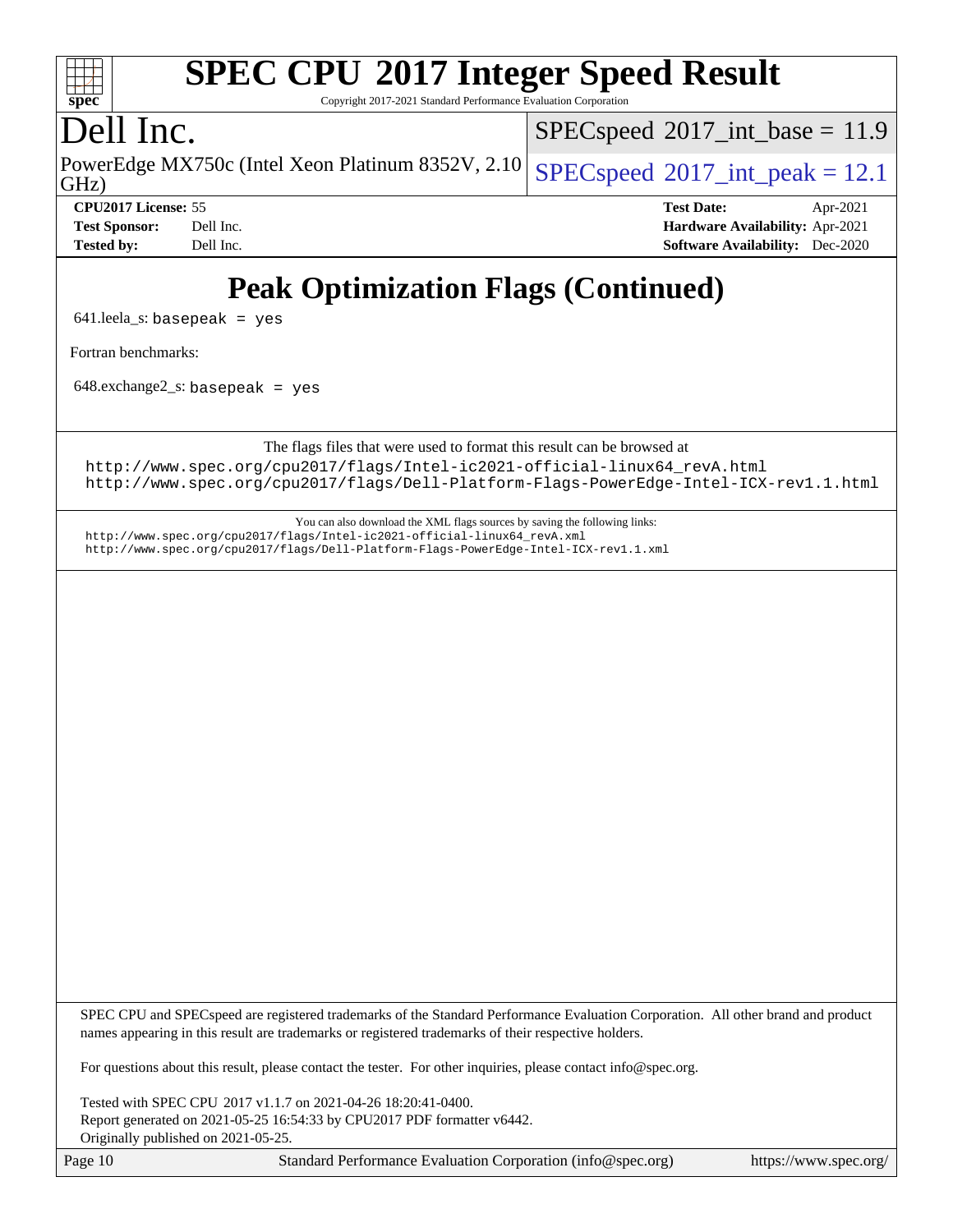# SPEC CPU 2017 Integer Speed Result

Copyright 2017-2021 Standard Performance Evaluation Corporation

## Dell Inc.

PowerEdge MX750c (Intel Xeon Platinum 8352V, 2.10 GHz)

SPECspeed 2017_int_base = 11.9

SPECspeed 2017_int_peak = 12.1

**CPU2017 License:** 55
**Test Sponsor:** Dell Inc.
**Tested by:** Dell Inc.

**Test Date:** Apr-2021
**Hardware Availability:** Apr-2021
**Software Availability:** Dec-2020

# Peak Optimization Flags (Continued)

641.leela_s: `basepeak = yes`

Fortran benchmarks:

648.exchange2_s: `basepeak = yes`

The flags files that were used to format this result can be browsed at

http://www.spec.org/cpu2017/flags/Intel-ic2021-official-linux64_revA.html
http://www.spec.org/cpu2017/flags/Dell-Platform-Flags-PowerEdge-Intel-ICX-rev1.1.html

You can also download the XML flags sources by saving the following links:

http://www.spec.org/cpu2017/flags/Intel-ic2021-official-linux64_revA.xml
http://www.spec.org/cpu2017/flags/Dell-Platform-Flags-PowerEdge-Intel-ICX-rev1.1.xml

SPEC CPU and SPECspeed are registered trademarks of the Standard Performance Evaluation Corporation. All other brand and product names appearing in this result are trademarks or registered trademarks of their respective holders.

For questions about this result, please contact the tester. For other inquiries, please contact info@spec.org.

Tested with SPEC CPU 2017 v1.1.7 on 2021-04-26 18:20:41-0400.
Report generated on 2021-05-25 16:54:33 by CPU2017 PDF formatter v6442.
Originally published on 2021-05-25.